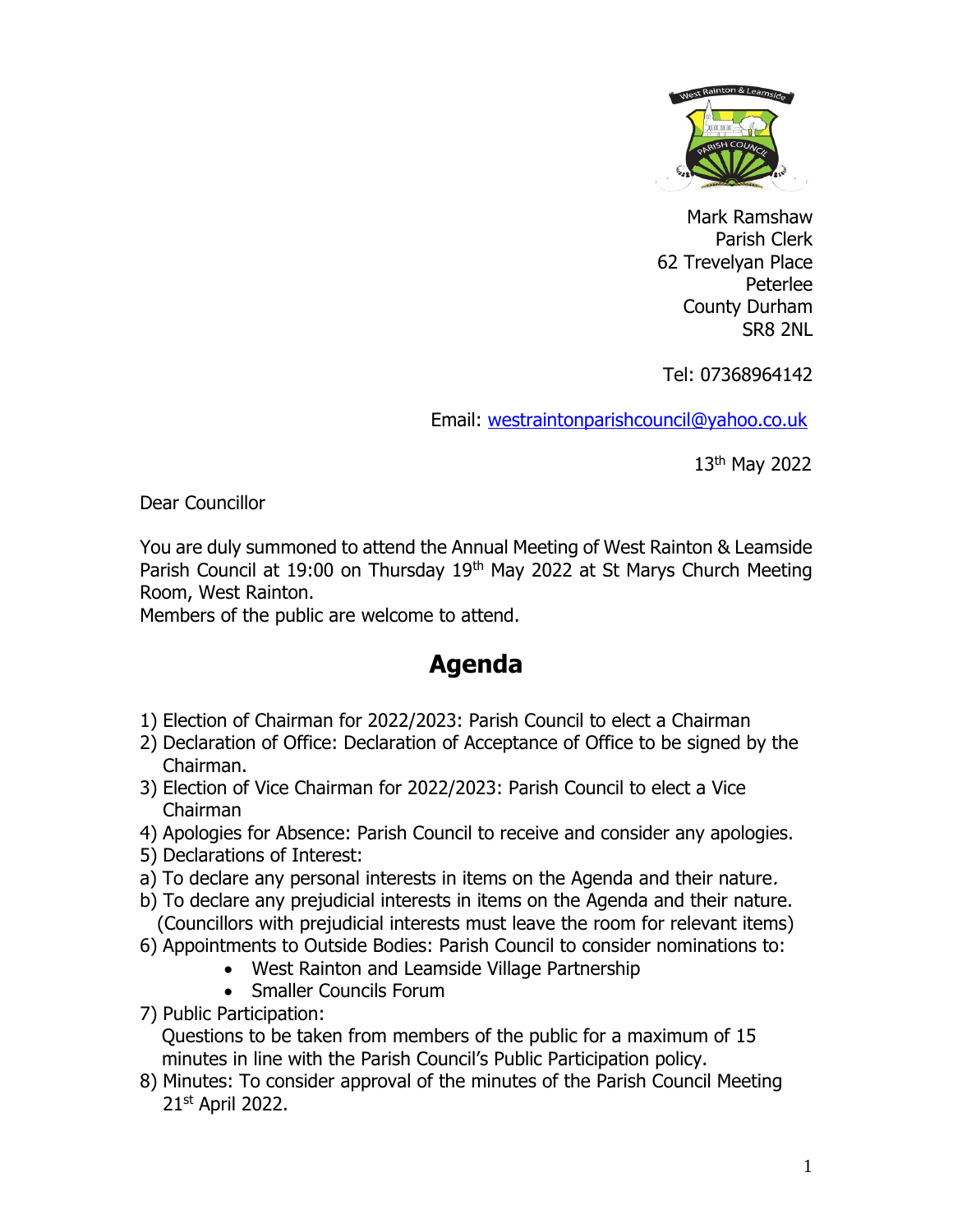Mark Ramshaw
Parish Clerk
62 Trevelyan Place
Peterlee
County Durham
SR8 2NL

Tel: 07368964142

Email: westraintonparishcouncil@yahoo.co.uk

13th May 2022

Dear Councillor

You are duly summoned to attend the Annual Meeting of West Rainton & Leamside Parish Council at 19:00 on Thursday 19th May 2022 at St Marys Church Meeting Room, West Rainton.
Members of the public are welcome to attend.

# Agenda

1) Election of Chairman for 2022/2023: Parish Council to elect a Chairman
2) Declaration of Office: Declaration of Acceptance of Office to be signed by the Chairman.
3) Election of Vice Chairman for 2022/2023: Parish Council to elect a Vice Chairman
4) Apologies for Absence: Parish Council to receive and consider any apologies.
5) Declarations of Interest:
a) To declare any personal interests in items on the Agenda and their nature.
b) To declare any prejudicial interests in items on the Agenda and their nature. (Councillors with prejudicial interests must leave the room for relevant items)
6) Appointments to Outside Bodies: Parish Council to consider nominations to:
   - West Rainton and Leamside Village Partnership
   - Smaller Councils Forum
7) Public Participation:
   Questions to be taken from members of the public for a maximum of 15 minutes in line with the Parish Council's Public Participation policy.
8) Minutes: To consider approval of the minutes of the Parish Council Meeting 21st April 2022.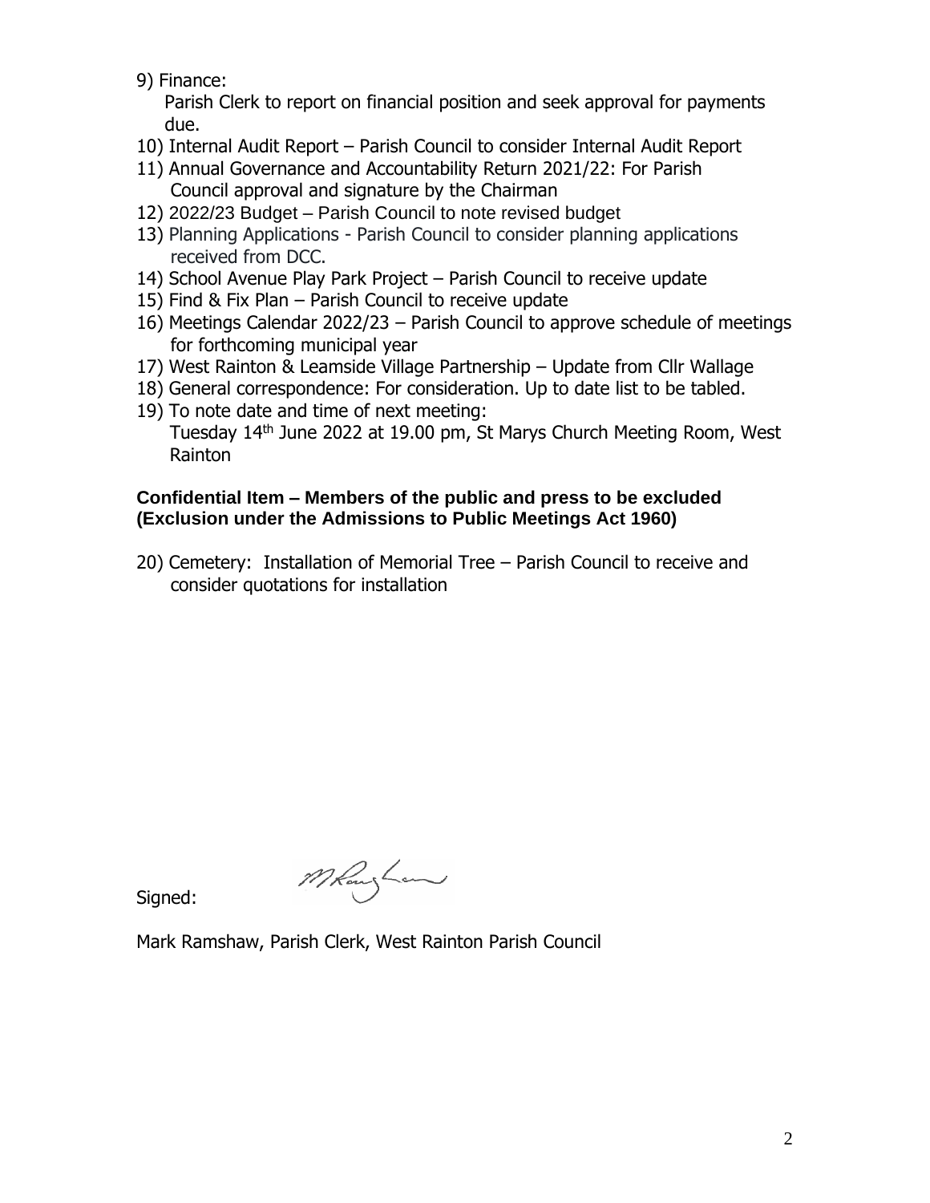9) Finance:
   Parish Clerk to report on financial position and seek approval for payments due.
10) Internal Audit Report – Parish Council to consider Internal Audit Report
11) Annual Governance and Accountability Return 2021/22: For Parish Council approval and signature by the Chairman
12) 2022/23 Budget – Parish Council to note revised budget
13) Planning Applications - Parish Council to consider planning applications received from DCC.
14) School Avenue Play Park Project – Parish Council to receive update
15) Find & Fix Plan – Parish Council to receive update
16) Meetings Calendar 2022/23 – Parish Council to approve schedule of meetings for forthcoming municipal year
17) West Rainton & Leamside Village Partnership – Update from Cllr Wallage
18) General correspondence: For consideration. Up to date list to be tabled.
19) To note date and time of next meeting:
    Tuesday 14th June 2022 at 19.00 pm, St Marys Church Meeting Room, West Rainton

**Confidential Item – Members of the public and press to be excluded (Exclusion under the Admissions to Public Meetings Act 1960)**

20) Cemetery: Installation of Memorial Tree – Parish Council to receive and consider quotations for installation

Signed:

Mark Ramshaw, Parish Clerk, West Rainton Parish Council